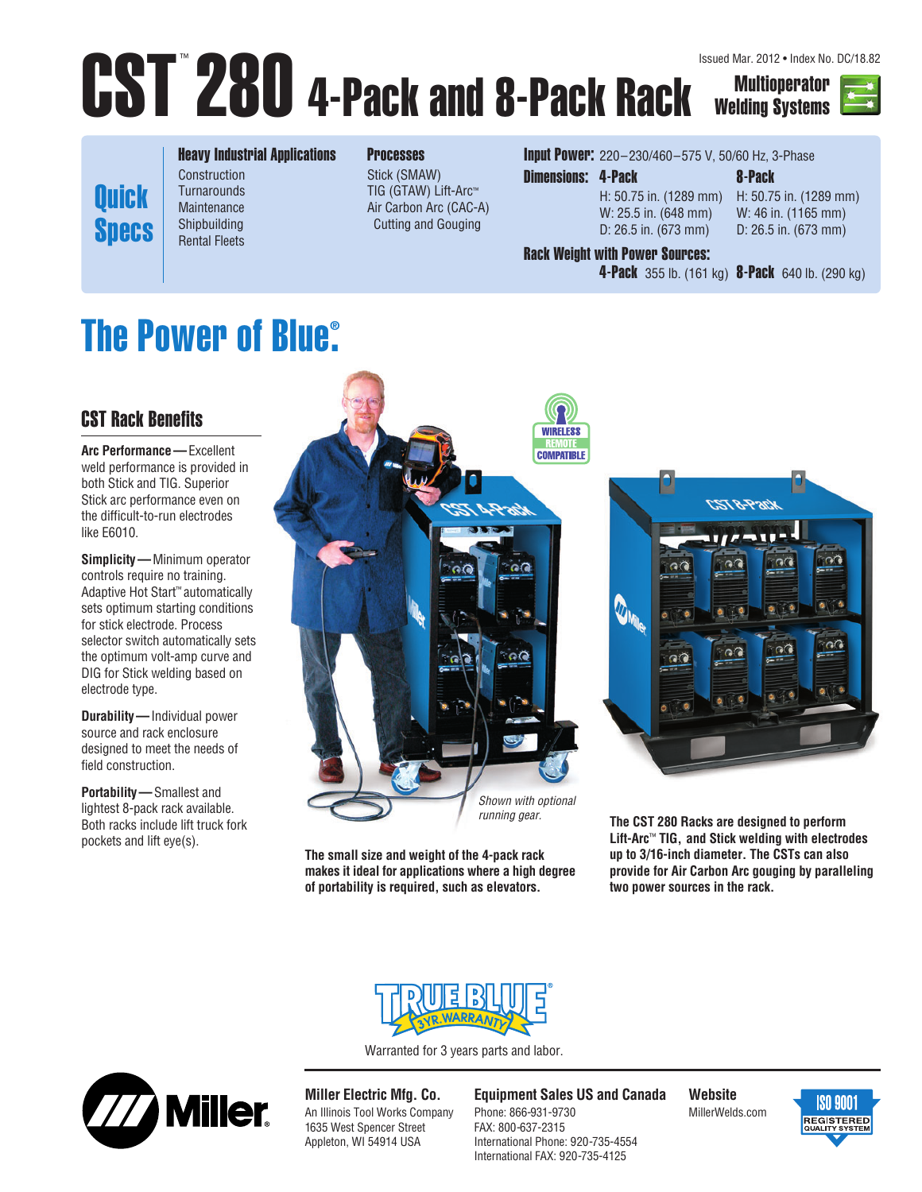Issued Mar. 2012 • Index No. DC/18.82

# CST™ 280 4-Pack and 8-Pack Rack

**Multioperator Welding Systems**

## Quick Specs

**Heavy Industrial Applications**
- Construction
- Turnarounds
- Maintenance
- Shipbuilding
- Rental Fleets

**Processes**
- Stick (SMAW)
- TIG (GTAW) Lift-Arc™
- Air Carbon Arc (CAC-A) Cutting and Gouging

**Input Power:** 220–230/460–575 V, 50/60 Hz, 3-Phase

**Dimensions:**

| | 4-Pack | 8-Pack |
|---|---|---|
| H | 50.75 in. (1289 mm) | 50.75 in. (1289 mm) |
| W | 25.5 in. (648 mm) | 46 in. (1165 mm) |
| D | 26.5 in. (673 mm) | 26.5 in. (673 mm) |

**Rack Weight with Power Sources:**
**4-Pack** 355 lb. (161 kg) **8-Pack** 640 lb. (290 kg)

## The Power of Blue®

### CST Rack Benefits

**Arc Performance —** Excellent weld performance is provided in both Stick and TIG. Superior Stick arc performance even on the difficult-to-run electrodes like E6010.

**Simplicity —** Minimum operator controls require no training. Adaptive Hot Start™ automatically sets optimum starting conditions for stick electrode. Process selector switch automatically sets the optimum volt-amp curve and DIG for Stick welding based on electrode type.

**Durability —** Individual power source and rack enclosure designed to meet the needs of field construction.

**Portability —** Smallest and lightest 8-pack rack available. Both racks include lift truck fork pockets and lift eye(s).

WIRELESS REMOTE COMPATIBLE

*Shown with optional running gear.*

**The small size and weight of the 4-pack rack makes it ideal for applications where a high degree of portability is required, such as elevators.**

**The CST 280 Racks are designed to perform Lift-Arc™ TIG, and Stick welding with electrodes up to 3/16-inch diameter. The CSTs can also provide for Air Carbon Arc gouging by paralleling two power sources in the rack.**

TRUE BLUE® 3YR. WARRANTY

Warranted for 3 years parts and labor.

**Miller Electric Mfg. Co.**
An Illinois Tool Works Company
1635 West Spencer Street
Appleton, WI 54914 USA

**Equipment Sales US and Canada**
Phone: 866-931-9730
FAX: 800-637-2315
International Phone: 920-735-4554
International FAX: 920-735-4125

**Website**
MillerWelds.com

ISO 9001 REGISTERED QUALITY SYSTEM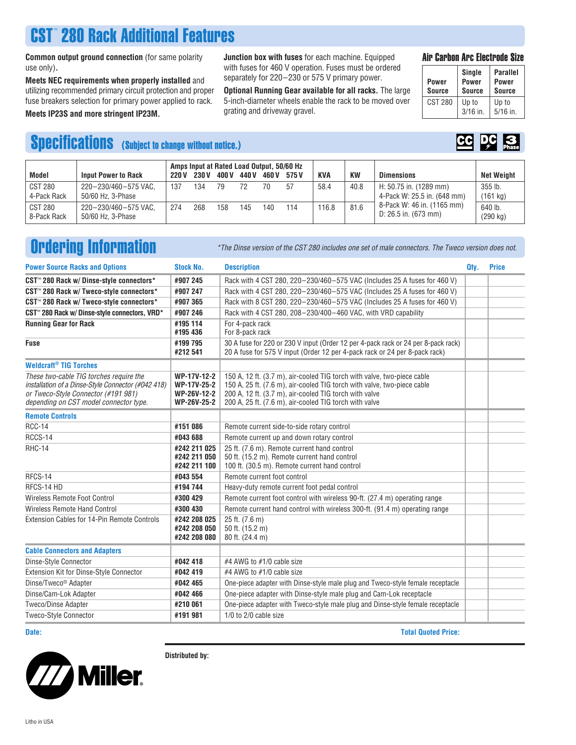## CST™ 280 Rack Additional Features

**Common output ground connection** (for same polarity use only).

**Meets NEC requirements when properly installed** and utilizing recommended primary circuit protection and proper fuse breakers selection for primary power applied to rack.

**Meets IP23S and more stringent IP23M.**

**Junction box with fuses** for each machine. Equipped with fuses for 460 V operation. Fuses must be ordered separately for 220–230 or 575 V primary power.

**Optional Running Gear available for all racks.** The large 5-inch-diameter wheels enable the rack to be moved over grating and driveway gravel.

### Air Carbon Arc Electrode Size

| Power Source | Single Power Source | Parallel Power Source |
|---|---|---|
| CST 280 | Up to 3/16 in. | Up to 5/16 in. |

## Specifications (Subject to change without notice.)

CC DC 3 Phase

| Model | Input Power to Rack | Amps Input at Rated Load Output, 50/60 Hz 220 V | 230 V | 400 V | 440 V | 460 V | 575 V | KVA | KW | Dimensions | Net Weight |
|---|---|---|---|---|---|---|---|---|---|---|---|
| CST 280 4-Pack Rack | 220–230/460–575 VAC, 50/60 Hz, 3-Phase | 137 | 134 | 79 | 72 | 70 | 57 | 58.4 | 40.8 | H: 50.75 in. (1289 mm) 4-Pack W: 25.5 in. (648 mm) | 355 lb. (161 kg) |
| CST 280 8-Pack Rack | 220–230/460–575 VAC, 50/60 Hz, 3-Phase | 274 | 268 | 158 | 145 | 140 | 114 | 116.8 | 81.6 | 8-Pack W: 46 in. (1165 mm) D: 26.5 in. (673 mm) | 640 lb. (290 kg) |

## Ordering Information

*\*The Dinse version of the CST 280 includes one set of male connectors. The Tweco version does not.*

| Power Source Racks and Options | Stock No. | Description | Qty. | Price |
|---|---|---|---|---|
| **CST™ 280 Rack w/ Dinse-style connectors\*** | **#907 245** | Rack with 4 CST 280, 220–230/460–575 VAC (Includes 25 A fuses for 460 V) | | |
| **CST™ 280 Rack w/ Tweco-style connectors\*** | **#907 247** | Rack with 4 CST 280, 220–230/460–575 VAC (Includes 25 A fuses for 460 V) | | |
| **CST™ 280 Rack w/ Tweco-style connectors\*** | **#907 365** | Rack with 8 CST 280, 220–230/460–575 VAC (Includes 25 A fuses for 460 V) | | |
| **CST™ 280 Rack w/ Dinse-style connectors, VRD\*** | **#907 246** | Rack with 4 CST 280, 208–230/400–460 VAC, with VRD capability | | |
| **Running Gear for Rack** | **#195 114**<br>**#195 436** | For 4-pack rack<br>For 8-pack rack | | |
| **Fuse** | **#199 795**<br>**#212 541** | 30 A fuse for 220 or 230 V input (Order 12 per 4-pack rack or 24 per 8-pack rack)<br>20 A fuse for 575 V input (Order 12 per 4-pack rack or 24 per 8-pack rack) | | |
| **Weldcraft® TIG Torches** | | | | |
| *These two-cable TIG torches require the installation of a Dinse-Style Connector (#042 418) or Tweco-Style Connector (#191 981) depending on CST model connector type.* | **WP-17V-12-2**<br>**WP-17V-25-2**<br>**WP-26V-12-2**<br>**WP-26V-25-2** | 150 A, 12 ft. (3.7 m), air-cooled TIG torch with valve, two-piece cable<br>150 A, 25 ft. (7.6 m), air-cooled TIG torch with valve, two-piece cable<br>200 A, 12 ft. (3.7 m), air-cooled TIG torch with valve<br>200 A, 25 ft. (7.6 m), air-cooled TIG torch with valve | | |
| **Remote Controls** | | | | |
| RCC-14 | **#151 086** | Remote current side-to-side rotary control | | |
| RCCS-14 | **#043 688** | Remote current up and down rotary control | | |
| RHC-14 | **#242 211 025**<br>**#242 211 050**<br>**#242 211 100** | 25 ft. (7.6 m). Remote current hand control<br>50 ft. (15.2 m). Remote current hand control<br>100 ft. (30.5 m). Remote current hand control | | |
| RFCS-14 | **#043 554** | Remote current foot control | | |
| RFCS-14 HD | **#194 744** | Heavy-duty remote current foot pedal control | | |
| Wireless Remote Foot Control | **#300 429** | Remote current foot control with wireless 90-ft. (27.4 m) operating range | | |
| Wireless Remote Hand Control | **#300 430** | Remote current hand control with wireless 300-ft. (91.4 m) operating range | | |
| Extension Cables for 14-Pin Remote Controls | **#242 208 025**<br>**#242 208 050**<br>**#242 208 080** | 25 ft. (7.6 m)<br>50 ft. (15.2 m)<br>80 ft. (24.4 m) | | |
| **Cable Connectors and Adapters** | | | | |
| Dinse-Style Connector | **#042 418** | #4 AWG to #1/0 cable size | | |
| Extension Kit for Dinse-Style Connector | **#042 419** | #4 AWG to #1/0 cable size | | |
| Dinse/Tweco® Adapter | **#042 465** | One-piece adapter with Dinse-style male plug and Tweco-style female receptacle | | |
| Dinse/Cam-Lok Adapter | **#042 466** | One-piece adapter with Dinse-style male plug and Cam-Lok receptacle | | |
| Tweco/Dinse Adapter | **#210 061** | One-piece adapter with Tweco-style male plug and Dinse-style female receptacle | | |
| Tweco-Style Connector | **#191 981** | 1/0 to 2/0 cable size | | |

**Date:**

**Total Quoted Price:**

**Distributed by:**

Miller

Litho in USA